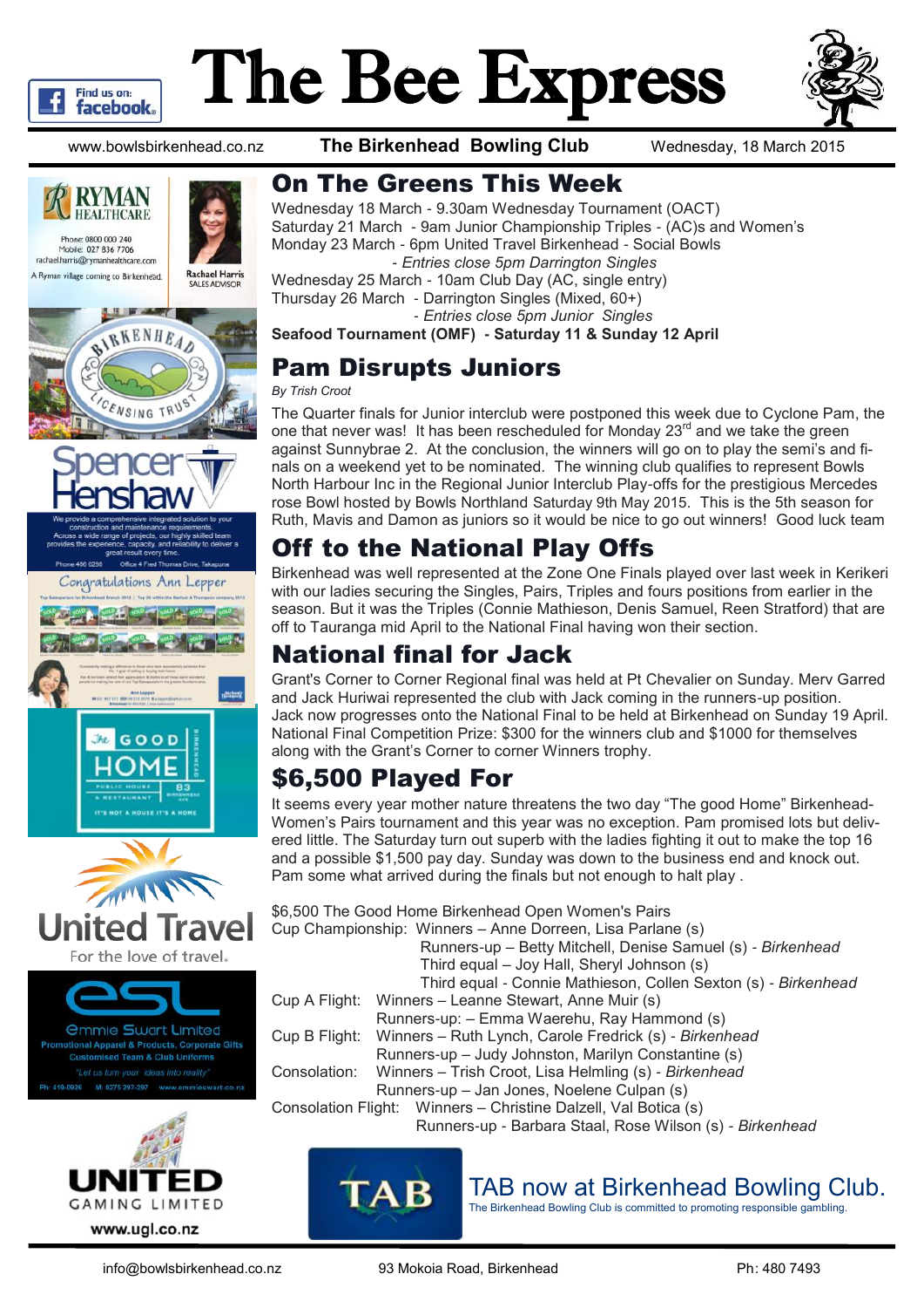# The Bee Express

www.bowlsbirkenhead.co.nz **The Birkenhead Bowling Club** Wednesday, 18 March 2015

## On The Greens This Week

Wednesday 18 March - 9.30am Wednesday Tournament (OACT)
Saturday 21 March - 9am Junior Championship Triples - (AC)s and Women's
Monday 23 March - 6pm United Travel Birkenhead - Social Bowls
*- Entries close 5pm Darrington Singles*
Wednesday 25 March - 10am Club Day (AC, single entry)
Thursday 26 March - Darrington Singles (Mixed, 60+)
*- Entries close 5pm Junior Singles*
**Seafood Tournament (OMF) - Saturday 11 & Sunday 12 April**

## Pam Disrupts Juniors

*By Trish Croot*

The Quarter finals for Junior interclub were postponed this week due to Cyclone Pam, the one that never was! It has been rescheduled for Monday 23rd and we take the green against Sunnybrae 2. At the conclusion, the winners will go on to play the semi's and finals on a weekend yet to be nominated. The winning club qualifies to represent Bowls North Harbour Inc in the Regional Junior Interclub Play-offs for the prestigious Mercedes rose Bowl hosted by Bowls Northland Saturday 9th May 2015. This is the 5th season for Ruth, Mavis and Damon as juniors so it would be nice to go out winners! Good luck team

## Off to the National Play Offs

Birkenhead was well represented at the Zone One Finals played over last week in Kerikeri with our ladies securing the Singles, Pairs, Triples and fours positions from earlier in the season. But it was the Triples (Connie Mathieson, Denis Samuel, Reen Stratford) that are off to Tauranga mid April to the National Final having won their section.

## National final for Jack

Grant's Corner to Corner Regional final was held at Pt Chevalier on Sunday. Merv Garred and Jack Huriwai represented the club with Jack coming in the runners-up position. Jack now progresses onto the National Final to be held at Birkenhead on Sunday 19 April. National Final Competition Prize: $300 for the winners club and $1000 for themselves along with the Grant's Corner to corner Winners trophy.

## $6,500 Played For

It seems every year mother nature threatens the two day "The good Home" Birkenhead-Women's Pairs tournament and this year was no exception. Pam promised lots but delivered little. The Saturday turn out superb with the ladies fighting it out to make the top 16 and a possible $1,500 pay day. Sunday was down to the business end and knock out. Pam some what arrived during the finals but not enough to halt play .

$6,500 The Good Home Birkenhead Open Women's Pairs

Cup Championship: Winners – Anne Dorreen, Lisa Parlane (s)
Runners-up – Betty Mitchell, Denise Samuel (s) - *Birkenhead*
Third equal – Joy Hall, Sheryl Johnson (s)
Third equal - Connie Mathieson, Collen Sexton (s) - *Birkenhead*

Cup A Flight: Winners – Leanne Stewart, Anne Muir (s)
Runners-up: – Emma Waerehu, Ray Hammond (s)

Cup B Flight: Winners – Ruth Lynch, Carole Fredrick (s) - *Birkenhead*
Runners-up – Judy Johnston, Marilyn Constantine (s)

Consolation: Winners – Trish Croot, Lisa Helmling (s) - *Birkenhead*
Runners-up – Jan Jones, Noelene Culpan (s)

Consolation Flight: Winners – Christine Dalzell, Val Botica (s)
Runners-up - Barbara Staal, Rose Wilson (s) - *Birkenhead*

TAB now at Birkenhead Bowling Club.
The Birkenhead Bowling Club is committed to promoting responsible gambling.

info@bowlsbirkenhead.co.nz 93 Mokoia Road, Birkenhead Ph: 480 7493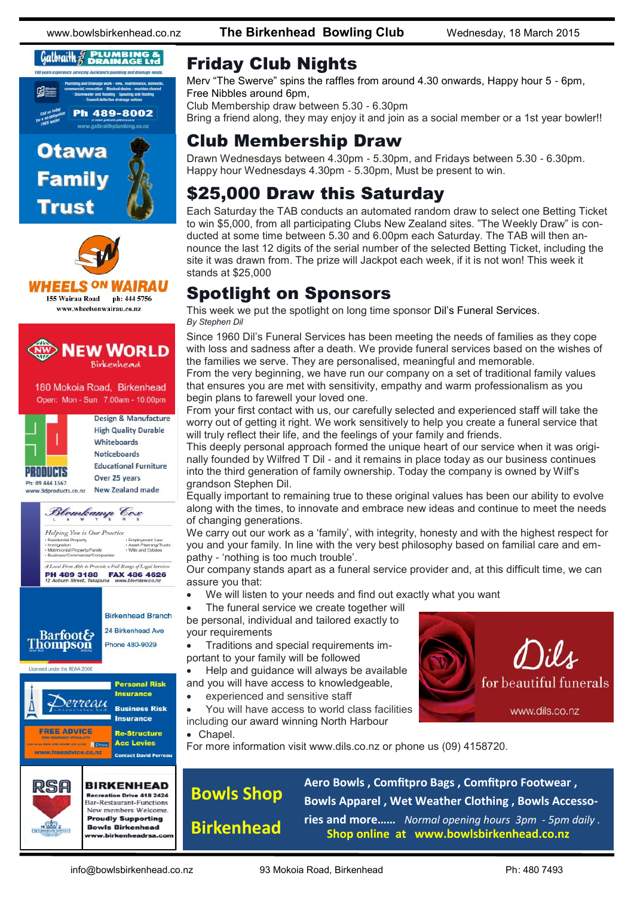# Friday Club Nights

Merv "The Swerve" spins the raffles from around 4.30 onwards, Happy hour 5 - 6pm, Free Nibbles around 6pm,

Club Membership draw between 5.30 - 6.30pm

Bring a friend along, they may enjoy it and join as a social member or a 1st year bowler!!

# Club Membership Draw

Drawn Wednesdays between 4.30pm - 5.30pm, and Fridays between 5.30 - 6.30pm. Happy hour Wednesdays 4.30pm - 5.30pm, Must be present to win.

# $25,000 Draw this Saturday

Each Saturday the TAB conducts an automated random draw to select one Betting Ticket to win $5,000, from all participating Clubs New Zealand sites. "The Weekly Draw" is conducted at some time between 5.30 and 6.00pm each Saturday. The TAB will then announce the last 12 digits of the serial number of the selected Betting Ticket, including the site it was drawn from. The prize will Jackpot each week, if it is not won! This week it stands at $25,000

# Spotlight on Sponsors

This week we put the spotlight on long time sponsor Dil's Funeral Services.

*By Stephen Dil*

Since 1960 Dil's Funeral Services has been meeting the needs of families as they cope with loss and sadness after a death. We provide funeral services based on the wishes of the families we serve. They are personalised, meaningful and memorable.

From the very beginning, we have run our company on a set of traditional family values that ensures you are met with sensitivity, empathy and warm professionalism as you begin plans to farewell your loved one.

From your first contact with us, our carefully selected and experienced staff will take the worry out of getting it right. We work sensitively to help you create a funeral service that will truly reflect their life, and the feelings of your family and friends.

This deeply personal approach formed the unique heart of our service when it was originally founded by Wilfred T Dil - and it remains in place today as our business continues into the third generation of family ownership. Today the company is owned by Wilf's grandson Stephen Dil.

Equally important to remaining true to these original values has been our ability to evolve along with the times, to innovate and embrace new ideas and continue to meet the needs of changing generations.

We carry out our work as a 'family', with integrity, honesty and with the highest respect for you and your family. In line with the very best philosophy based on familial care and empathy - 'nothing is too much trouble'.

Our company stands apart as a funeral service provider and, at this difficult time, we can assure you that:

- We will listen to your needs and find out exactly what you want
- The funeral service we create together will be personal, individual and tailored exactly to your requirements
- Traditions and special requirements important to your family will be followed
- Help and guidance will always be available and you will have access to knowledgeable,
- experienced and sensitive staff
- You will have access to world class facilities including our award winning North Harbour
- Chapel.

For more information visit www.dils.co.nz or phone us (09) 4158720.

Dils
for beautiful funerals
www.dils.co.nz

**Bowls Shop Birkenhead**

**Aero Bowls , Comfitpro Bags , Comfitpro Footwear , Bowls Apparel , Wet Weather Clothing , Bowls Accessories and more……** *Normal opening hours 3pm - 5pm daily .*

**Shop online at www.bowlsbirkenhead.co.nz**

Galbraith Plumbing & Drainage Ltd
100 years experience servicing Auckland's plumbing and drainage needs.
Plumbing and Drainage work - new, maintenance, domestic, commercial, renovation · Blocked drains - machine cleared · Stormwater and flooding · Spouting and Roofing · Council defective drainage notices
Call us today for a no obligation FREE quote!
Ph 489-8002
www.galbraithplumbing.co.nz

Otawa Family Trust

WHEELS ON WAIRAU
155 Wairau Road ph: 444 5756
www.wheelsonwairau.co.nz

NEW WORLD Birkenhead
180 Mokoia Road, Birkenhead
Open: Mon - Sun 7.00am - 10.00pm

3D PRODUCTS
Ph: 09 444 1567
www.3dproducts.co.nz
Design & Manufacture
High Quality Durable
Whiteboards
Noticeboards
Educational Furniture
Over 25 years
New Zealand made

Blomkamp Cox LAWYERS
Helping You is Our Practice
- Residential Property
- Immigration
- Matrimonial Property/Family
- Business/Commercial/Companies
- Employment Law
- Asset Planning/Trusts
- Wills and Estates

A Local Firm Able to Provide a Full Range of Legal Services
PH 489 3188 FAX 486 4626
12 Auburn Street, Takapuna www.blomlaw.co.nz

Barfoot & Thompson
Birkenhead Branch
24 Birkenhead Ave
Phone 480-9029
Licensed under the REAA 2008

Perreau Associates Ltd
Personal Risk Insurance
Business Risk Insurance
Re-Structure Acc Levies
FREE ADVICE
www.freeadvice.co.nz
Contact David Perreau

RSA
BIRKENHEAD
Recreation Drive 418 2424
Bar-Restaurant-Functions
New members Welcome.
Proudly Supporting Bowls Birkenhead
www.birkenheadrsa.com